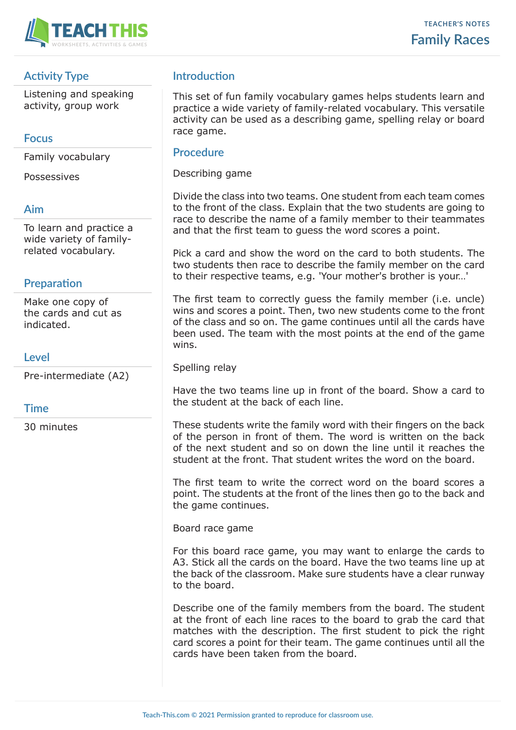TEACHER'S NOTES

# Family Races

## Activity Type

Listening and speaking activity, group work

## Focus

Family vocabulary

Possessives

## Aim

To learn and practice a wide variety of family-related vocabulary.

## Preparation

Make one copy of the cards and cut as indicated.

## Level

Pre-intermediate (A2)

## Time

30 minutes

## Introduction

This set of fun family vocabulary games helps students learn and practice a wide variety of family-related vocabulary. This versatile activity can be used as a describing game, spelling relay or board race game.

## Procedure

Describing game

Divide the class into two teams. One student from each team comes to the front of the class. Explain that the two students are going to race to describe the name of a family member to their teammates and that the first team to guess the word scores a point.

Pick a card and show the word on the card to both students. The two students then race to describe the family member on the card to their respective teams, e.g. 'Your mother's brother is your...'

The first team to correctly guess the family member (i.e. uncle) wins and scores a point. Then, two new students come to the front of the class and so on. The game continues until all the cards have been used. The team with the most points at the end of the game wins.

Spelling relay

Have the two teams line up in front of the board. Show a card to the student at the back of each line.

These students write the family word with their fingers on the back of the person in front of them. The word is written on the back of the next student and so on down the line until it reaches the student at the front. That student writes the word on the board.

The first team to write the correct word on the board scores a point. The students at the front of the lines then go to the back and the game continues.

Board race game

For this board race game, you may want to enlarge the cards to A3. Stick all the cards on the board. Have the two teams line up at the back of the classroom. Make sure students have a clear runway to the board.

Describe one of the family members from the board. The student at the front of each line races to the board to grab the card that matches with the description. The first student to pick the right card scores a point for their team. The game continues until all the cards have been taken from the board.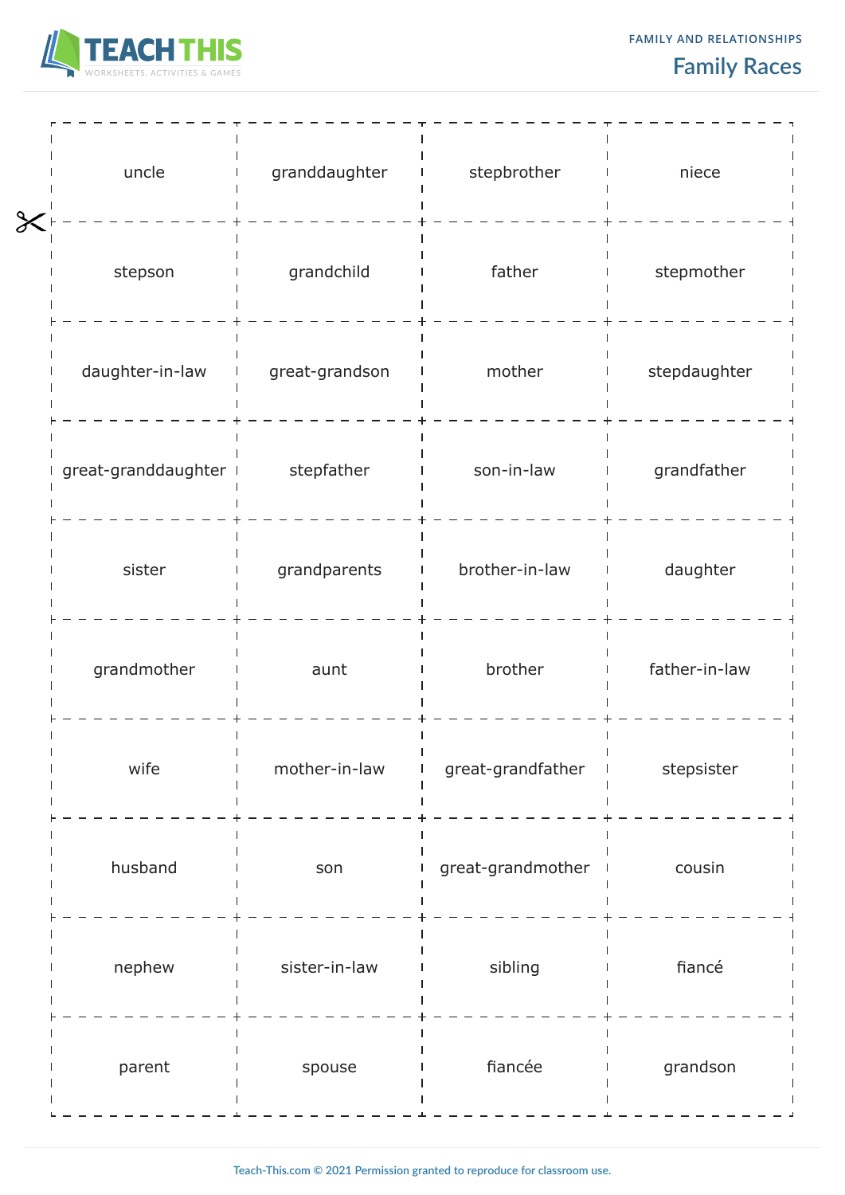# Family Races

| | | | |
|---|---|---|---|
| uncle | granddaughter | stepbrother | niece |
| stepson | grandchild | father | stepmother |
| daughter-in-law | great-grandson | mother | stepdaughter |
| great-granddaughter | stepfather | son-in-law | grandfather |
| sister | grandparents | brother-in-law | daughter |
| grandmother | aunt | brother | father-in-law |
| wife | mother-in-law | great-grandfather | stepsister |
| husband | son | great-grandmother | cousin |
| nephew | sister-in-law | sibling | fiancé |
| parent | spouse | fiancée | grandson |